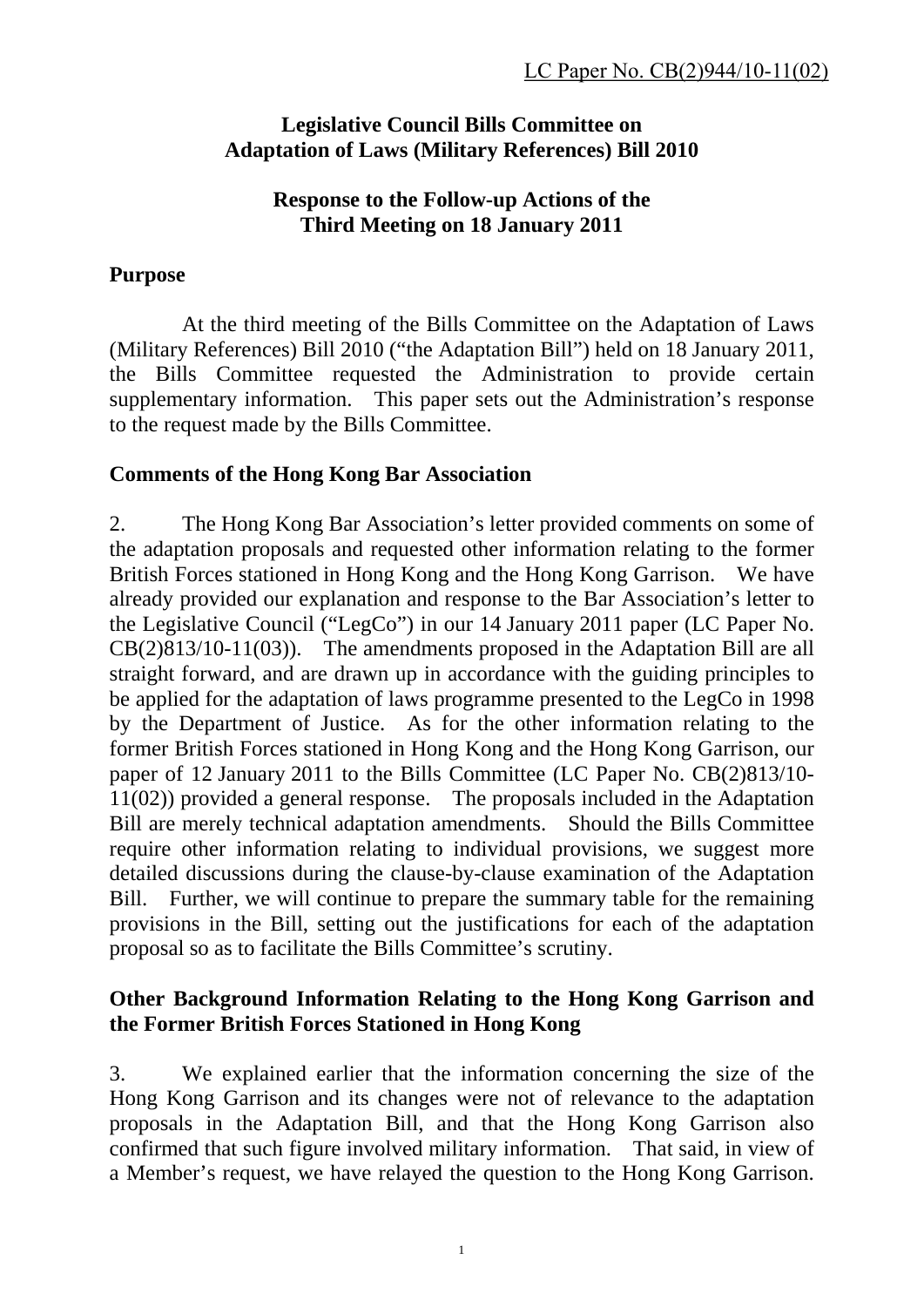LC Paper No. CB(2)944/10-11(02)

**Legislative Council Bills Committee on Adaptation of Laws (Military References) Bill 2010**

**Response to the Follow-up Actions of the Third Meeting on 18 January 2011**

## Purpose

At the third meeting of the Bills Committee on the Adaptation of Laws (Military References) Bill 2010 ("the Adaptation Bill") held on 18 January 2011, the Bills Committee requested the Administration to provide certain supplementary information. This paper sets out the Administration's response to the request made by the Bills Committee.

## Comments of the Hong Kong Bar Association

2. The Hong Kong Bar Association's letter provided comments on some of the adaptation proposals and requested other information relating to the former British Forces stationed in Hong Kong and the Hong Kong Garrison. We have already provided our explanation and response to the Bar Association's letter to the Legislative Council ("LegCo") in our 14 January 2011 paper (LC Paper No. CB(2)813/10-11(03)). The amendments proposed in the Adaptation Bill are all straight forward, and are drawn up in accordance with the guiding principles to be applied for the adaptation of laws programme presented to the LegCo in 1998 by the Department of Justice. As for the other information relating to the former British Forces stationed in Hong Kong and the Hong Kong Garrison, our paper of 12 January 2011 to the Bills Committee (LC Paper No. CB(2)813/10-11(02)) provided a general response. The proposals included in the Adaptation Bill are merely technical adaptation amendments. Should the Bills Committee require other information relating to individual provisions, we suggest more detailed discussions during the clause-by-clause examination of the Adaptation Bill. Further, we will continue to prepare the summary table for the remaining provisions in the Bill, setting out the justifications for each of the adaptation proposal so as to facilitate the Bills Committee's scrutiny.

## Other Background Information Relating to the Hong Kong Garrison and the Former British Forces Stationed in Hong Kong

3. We explained earlier that the information concerning the size of the Hong Kong Garrison and its changes were not of relevance to the adaptation proposals in the Adaptation Bill, and that the Hong Kong Garrison also confirmed that such figure involved military information. That said, in view of a Member's request, we have relayed the question to the Hong Kong Garrison.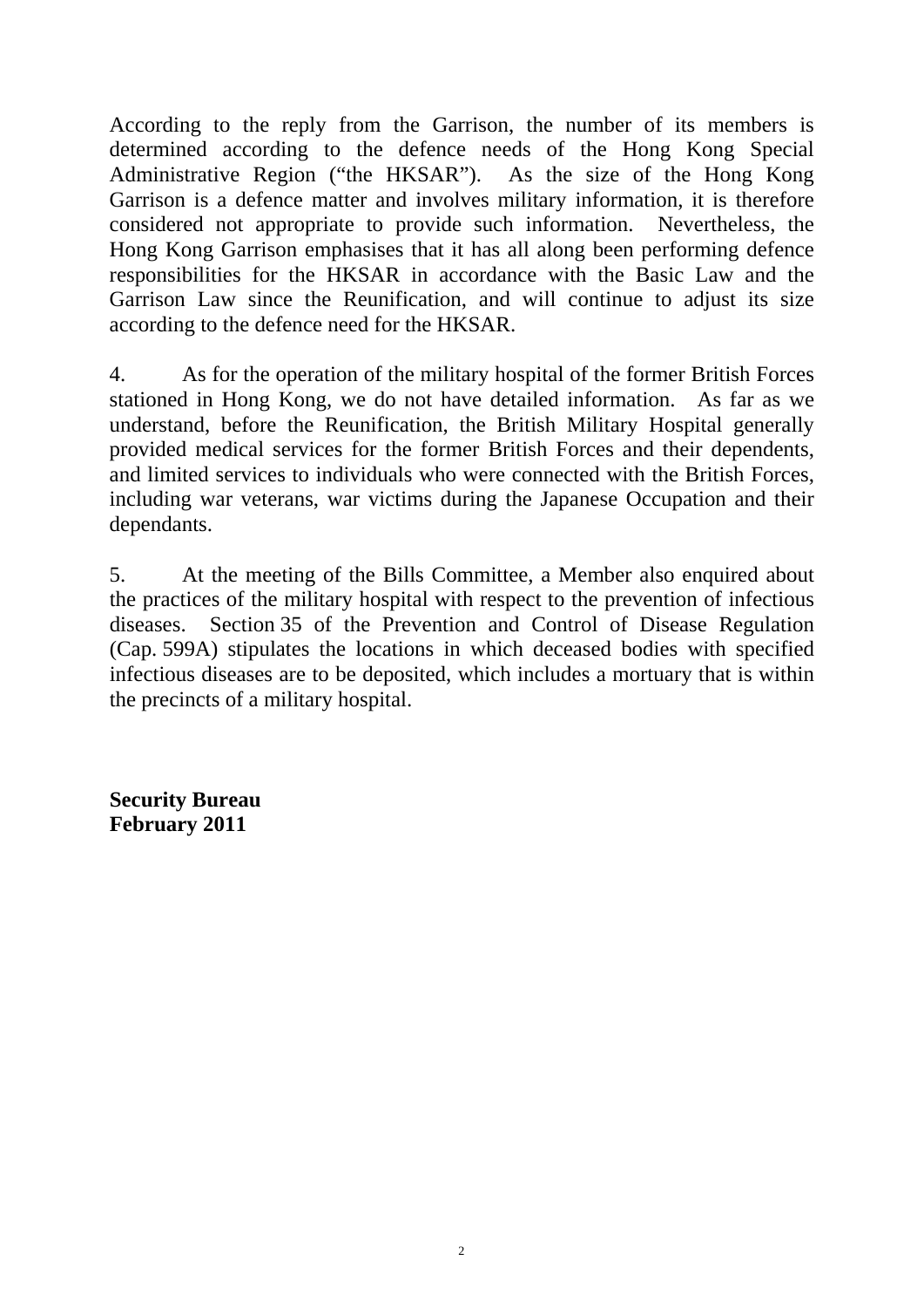According to the reply from the Garrison, the number of its members is determined according to the defence needs of the Hong Kong Special Administrative Region ("the HKSAR"). As the size of the Hong Kong Garrison is a defence matter and involves military information, it is therefore considered not appropriate to provide such information. Nevertheless, the Hong Kong Garrison emphasises that it has all along been performing defence responsibilities for the HKSAR in accordance with the Basic Law and the Garrison Law since the Reunification, and will continue to adjust its size according to the defence need for the HKSAR.

4. As for the operation of the military hospital of the former British Forces stationed in Hong Kong, we do not have detailed information. As far as we understand, before the Reunification, the British Military Hospital generally provided medical services for the former British Forces and their dependents, and limited services to individuals who were connected with the British Forces, including war veterans, war victims during the Japanese Occupation and their dependants.

5. At the meeting of the Bills Committee, a Member also enquired about the practices of the military hospital with respect to the prevention of infectious diseases. Section 35 of the Prevention and Control of Disease Regulation (Cap. 599A) stipulates the locations in which deceased bodies with specified infectious diseases are to be deposited, which includes a mortuary that is within the precincts of a military hospital.

**Security Bureau**
**February 2011**